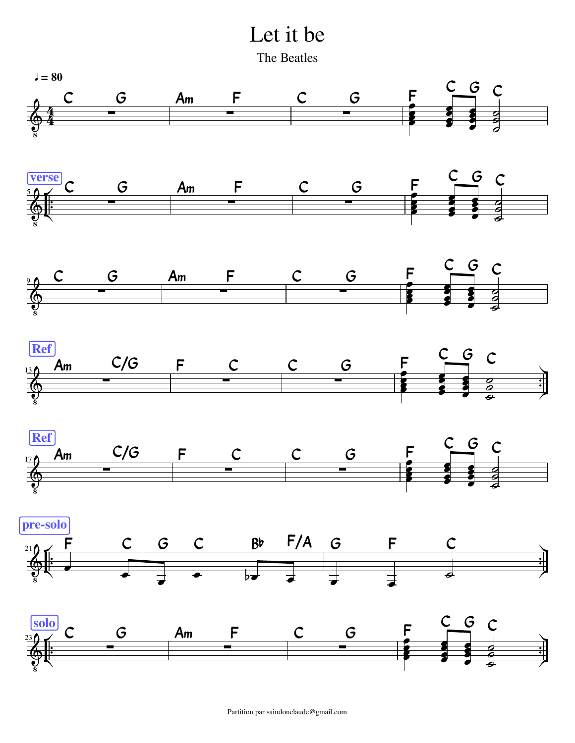# Let it be

The Beatles

♩ = 80

C G | Am F | C G | F C G C

**verse**

C G | Am F | C G | F C G C

C G | Am F | C G | F C G C

**Ref**

Am C/G | F C | C G | F C G C

**Ref**

Am C/G | F C | C G | F C G C

**pre-solo**

F C G C Bb F/A | G F C

**solo**

C G | Am F | C G | F C G C

Partition par saindonclaude@gmail.com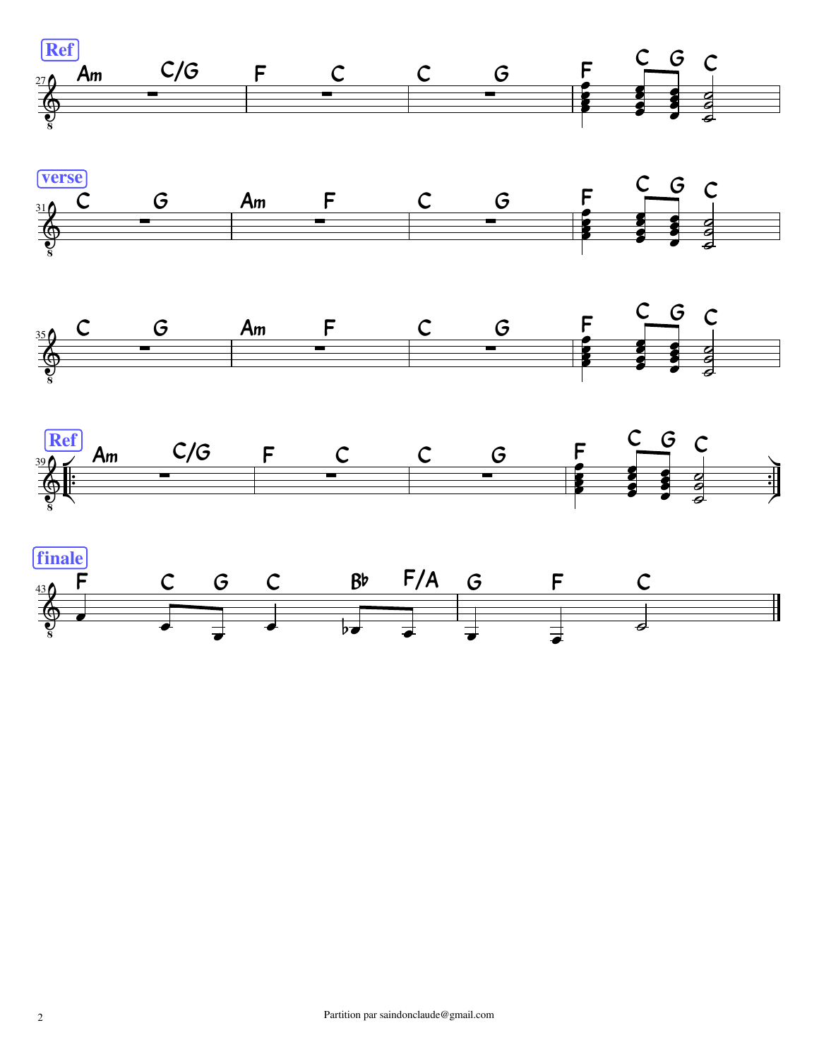Ref

Am C/G | F C | C G | F C G C

verse

C G | Am F | C G | F C G C

C G | Am F | C G | F C G C

Ref

Am C/G | F C | C G | F C G C

finale

F C G C Bb F/A | G F C

Partition par saindonclaude@gmail.com